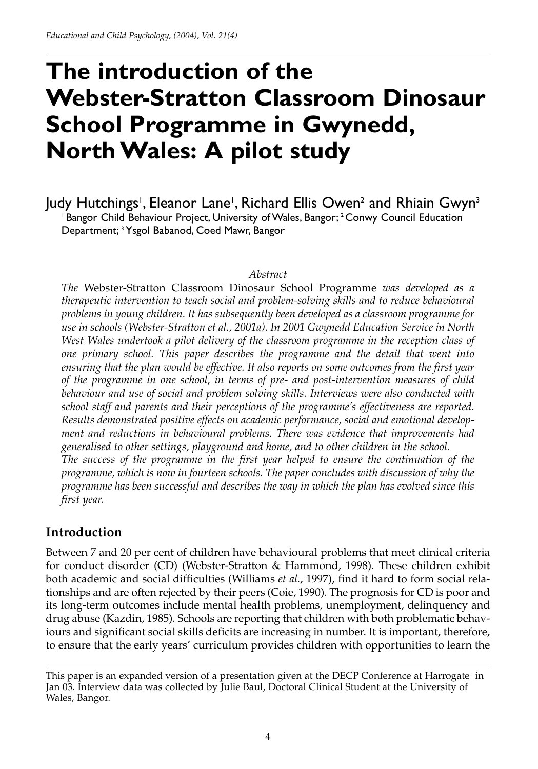# The introduction of the Webster-Stratton Classroom Dinosaur School Programme in Gwynedd, North Wales: A pilot study

Judy Hutchings[1], Eleanor Lane[1], Richard Ellis Owen[2] and Rhiain Gwyn[3]

[1] Bangor Child Behaviour Project, University of Wales, Bangor; [2] Conwy Council Education Department; [3] Ysgol Babanod, Coed Mawr, Bangor

*Abstract*

*The* Webster-Stratton Classroom Dinosaur School Programme *was developed as a therapeutic intervention to teach social and problem-solving skills and to reduce behavioural problems in young children. It has subsequently been developed as a classroom programme for use in schools (Webster-Stratton et al., 2001a). In 2001 Gwynedd Education Service in North West Wales undertook a pilot delivery of the classroom programme in the reception class of one primary school. This paper describes the programme and the detail that went into ensuring that the plan would be effective. It also reports on some outcomes from the first year of the programme in one school, in terms of pre- and post-intervention measures of child behaviour and use of social and problem solving skills. Interviews were also conducted with school staff and parents and their perceptions of the programme's effectiveness are reported. Results demonstrated positive effects on academic performance, social and emotional development and reductions in behavioural problems. There was evidence that improvements had generalised to other settings, playground and home, and to other children in the school. The success of the programme in the first year helped to ensure the continuation of the programme, which is now in fourteen schools. The paper concludes with discussion of why the programme has been successful and describes the way in which the plan has evolved since this first year.*

## Introduction

Between 7 and 20 per cent of children have behavioural problems that meet clinical criteria for conduct disorder (CD) (Webster-Stratton & Hammond, 1998). These children exhibit both academic and social difficulties (Williams *et al.*, 1997), find it hard to form social relationships and are often rejected by their peers (Coie, 1990). The prognosis for CD is poor and its long-term outcomes include mental health problems, unemployment, delinquency and drug abuse (Kazdin, 1985). Schools are reporting that children with both problematic behaviours and significant social skills deficits are increasing in number. It is important, therefore, to ensure that the early years' curriculum provides children with opportunities to learn the

---

This paper is an expanded version of a presentation given at the DECP Conference at Harrogate in Jan 03. Interview data was collected by Julie Baul, Doctoral Clinical Student at the University of Wales, Bangor.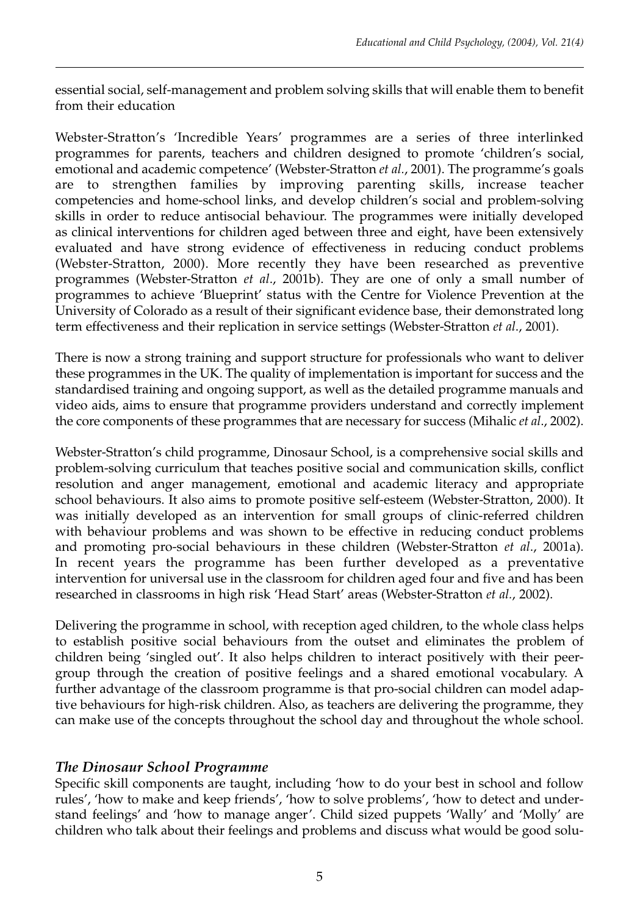essential social, self-management and problem solving skills that will enable them to benefit from their education

Webster-Stratton's 'Incredible Years' programmes are a series of three interlinked programmes for parents, teachers and children designed to promote 'children's social, emotional and academic competence' (Webster-Stratton *et al.*, 2001). The programme's goals are to strengthen families by improving parenting skills, increase teacher competencies and home-school links, and develop children's social and problem-solving skills in order to reduce antisocial behaviour. The programmes were initially developed as clinical interventions for children aged between three and eight, have been extensively evaluated and have strong evidence of effectiveness in reducing conduct problems (Webster-Stratton, 2000). More recently they have been researched as preventive programmes (Webster-Stratton *et al.*, 2001b). They are one of only a small number of programmes to achieve 'Blueprint' status with the Centre for Violence Prevention at the University of Colorado as a result of their significant evidence base, their demonstrated long term effectiveness and their replication in service settings (Webster-Stratton *et al.*, 2001).

There is now a strong training and support structure for professionals who want to deliver these programmes in the UK. The quality of implementation is important for success and the standardised training and ongoing support, as well as the detailed programme manuals and video aids, aims to ensure that programme providers understand and correctly implement the core components of these programmes that are necessary for success (Mihalic *et al.*, 2002).

Webster-Stratton's child programme, Dinosaur School, is a comprehensive social skills and problem-solving curriculum that teaches positive social and communication skills, conflict resolution and anger management, emotional and academic literacy and appropriate school behaviours. It also aims to promote positive self-esteem (Webster-Stratton, 2000). It was initially developed as an intervention for small groups of clinic-referred children with behaviour problems and was shown to be effective in reducing conduct problems and promoting pro-social behaviours in these children (Webster-Stratton *et al.*, 2001a). In recent years the programme has been further developed as a preventative intervention for universal use in the classroom for children aged four and five and has been researched in classrooms in high risk 'Head Start' areas (Webster-Stratton *et al.*, 2002).

Delivering the programme in school, with reception aged children, to the whole class helps to establish positive social behaviours from the outset and eliminates the problem of children being 'singled out'. It also helps children to interact positively with their peer-group through the creation of positive feelings and a shared emotional vocabulary. A further advantage of the classroom programme is that pro-social children can model adaptive behaviours for high-risk children. Also, as teachers are delivering the programme, they can make use of the concepts throughout the school day and throughout the whole school.

### *The Dinosaur School Programme*

Specific skill components are taught, including 'how to do your best in school and follow rules', 'how to make and keep friends', 'how to solve problems', 'how to detect and understand feelings' and 'how to manage anger'. Child sized puppets 'Wally' and 'Molly' are children who talk about their feelings and problems and discuss what would be good solu-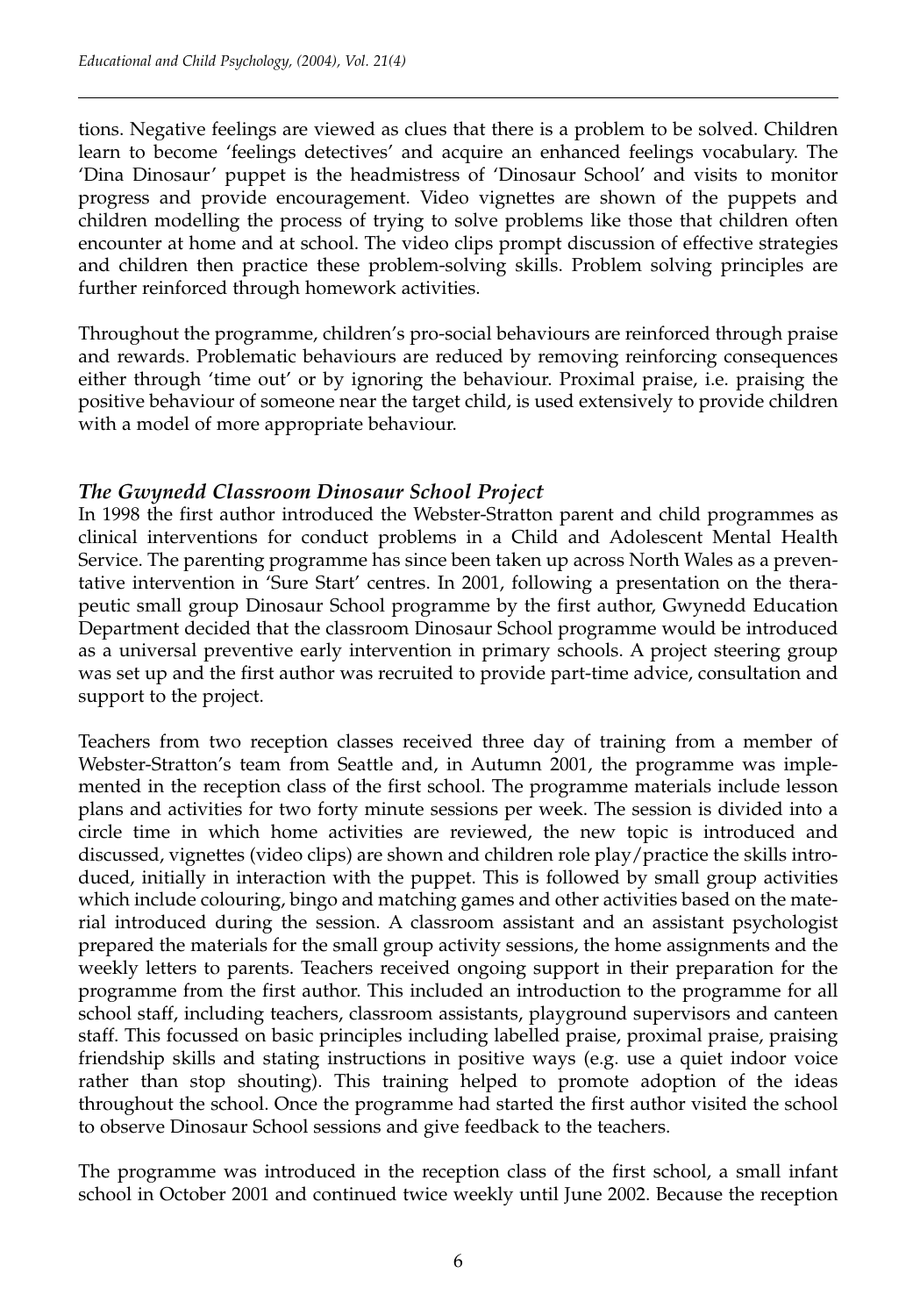tions. Negative feelings are viewed as clues that there is a problem to be solved. Children learn to become 'feelings detectives' and acquire an enhanced feelings vocabulary. The 'Dina Dinosaur' puppet is the headmistress of 'Dinosaur School' and visits to monitor progress and provide encouragement. Video vignettes are shown of the puppets and children modelling the process of trying to solve problems like those that children often encounter at home and at school. The video clips prompt discussion of effective strategies and children then practice these problem-solving skills. Problem solving principles are further reinforced through homework activities.

Throughout the programme, children's pro-social behaviours are reinforced through praise and rewards. Problematic behaviours are reduced by removing reinforcing consequences either through 'time out' or by ignoring the behaviour. Proximal praise, i.e. praising the positive behaviour of someone near the target child, is used extensively to provide children with a model of more appropriate behaviour.

### *The Gwynedd Classroom Dinosaur School Project*

In 1998 the first author introduced the Webster-Stratton parent and child programmes as clinical interventions for conduct problems in a Child and Adolescent Mental Health Service. The parenting programme has since been taken up across North Wales as a preventative intervention in 'Sure Start' centres. In 2001, following a presentation on the therapeutic small group Dinosaur School programme by the first author, Gwynedd Education Department decided that the classroom Dinosaur School programme would be introduced as a universal preventive early intervention in primary schools. A project steering group was set up and the first author was recruited to provide part-time advice, consultation and support to the project.

Teachers from two reception classes received three day of training from a member of Webster-Stratton's team from Seattle and, in Autumn 2001, the programme was implemented in the reception class of the first school. The programme materials include lesson plans and activities for two forty minute sessions per week. The session is divided into a circle time in which home activities are reviewed, the new topic is introduced and discussed, vignettes (video clips) are shown and children role play/practice the skills introduced, initially in interaction with the puppet. This is followed by small group activities which include colouring, bingo and matching games and other activities based on the material introduced during the session. A classroom assistant and an assistant psychologist prepared the materials for the small group activity sessions, the home assignments and the weekly letters to parents. Teachers received ongoing support in their preparation for the programme from the first author. This included an introduction to the programme for all school staff, including teachers, classroom assistants, playground supervisors and canteen staff. This focussed on basic principles including labelled praise, proximal praise, praising friendship skills and stating instructions in positive ways (e.g. use a quiet indoor voice rather than stop shouting). This training helped to promote adoption of the ideas throughout the school. Once the programme had started the first author visited the school to observe Dinosaur School sessions and give feedback to the teachers.

The programme was introduced in the reception class of the first school, a small infant school in October 2001 and continued twice weekly until June 2002. Because the reception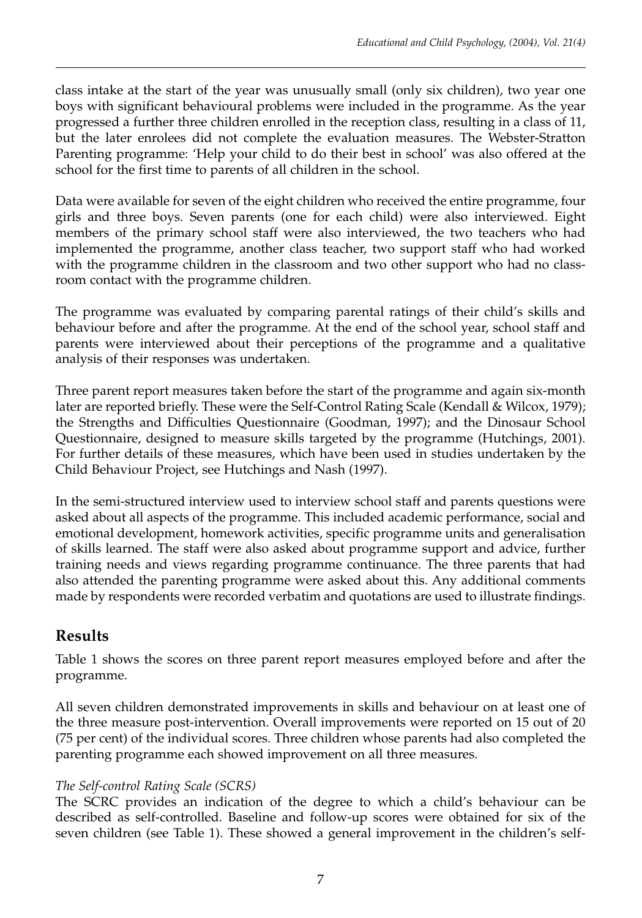class intake at the start of the year was unusually small (only six children), two year one boys with significant behavioural problems were included in the programme. As the year progressed a further three children enrolled in the reception class, resulting in a class of 11, but the later enrolees did not complete the evaluation measures. The Webster-Stratton Parenting programme: 'Help your child to do their best in school' was also offered at the school for the first time to parents of all children in the school.

Data were available for seven of the eight children who received the entire programme, four girls and three boys. Seven parents (one for each child) were also interviewed. Eight members of the primary school staff were also interviewed, the two teachers who had implemented the programme, another class teacher, two support staff who had worked with the programme children in the classroom and two other support who had no classroom contact with the programme children.

The programme was evaluated by comparing parental ratings of their child's skills and behaviour before and after the programme. At the end of the school year, school staff and parents were interviewed about their perceptions of the programme and a qualitative analysis of their responses was undertaken.

Three parent report measures taken before the start of the programme and again six-month later are reported briefly. These were the Self-Control Rating Scale (Kendall & Wilcox, 1979); the Strengths and Difficulties Questionnaire (Goodman, 1997); and the Dinosaur School Questionnaire, designed to measure skills targeted by the programme (Hutchings, 2001). For further details of these measures, which have been used in studies undertaken by the Child Behaviour Project, see Hutchings and Nash (1997).

In the semi-structured interview used to interview school staff and parents questions were asked about all aspects of the programme. This included academic performance, social and emotional development, homework activities, specific programme units and generalisation of skills learned. The staff were also asked about programme support and advice, further training needs and views regarding programme continuance. The three parents that had also attended the parenting programme were asked about this. Any additional comments made by respondents were recorded verbatim and quotations are used to illustrate findings.

## Results

Table 1 shows the scores on three parent report measures employed before and after the programme.

All seven children demonstrated improvements in skills and behaviour on at least one of the three measure post-intervention. Overall improvements were reported on 15 out of 20 (75 per cent) of the individual scores. Three children whose parents had also completed the parenting programme each showed improvement on all three measures.

*The Self-control Rating Scale (SCRS)*

The SCRC provides an indication of the degree to which a child's behaviour can be described as self-controlled. Baseline and follow-up scores were obtained for six of the seven children (see Table 1). These showed a general improvement in the children's self-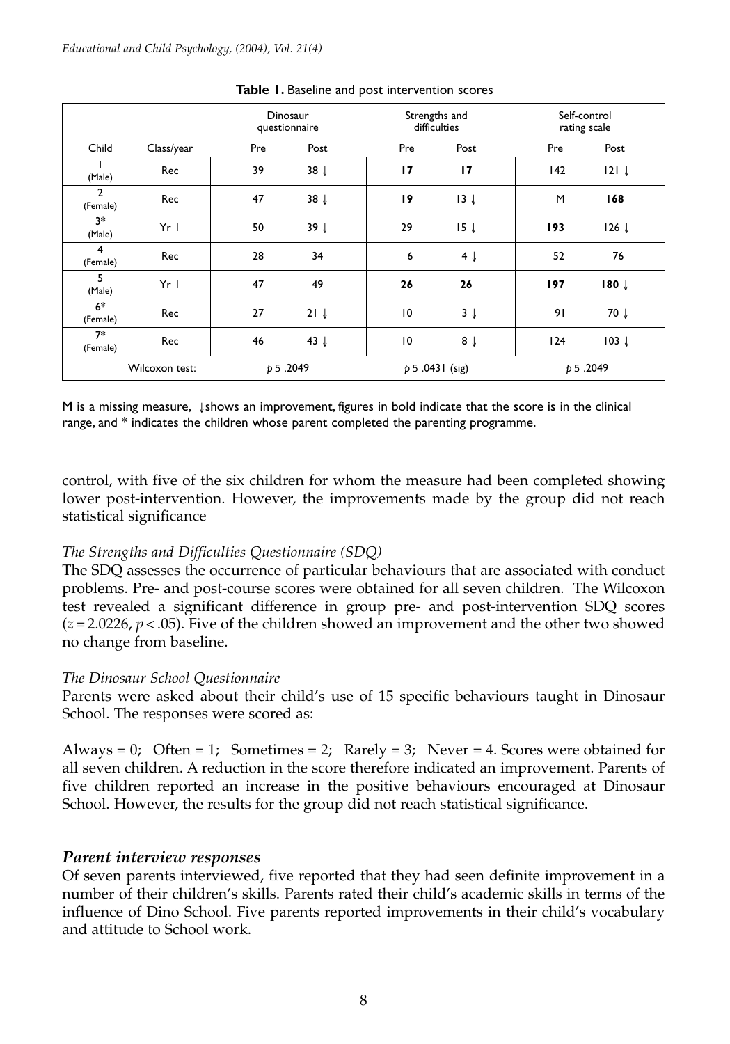**Table 1.** Baseline and post intervention scores

| Child | Class/year | Dinosaur questionnaire | | Strengths and difficulties | | Self-control rating scale | |
|---|---|---|---|---|---|---|---|
| | | Pre | Post | Pre | Post | Pre | Post |
| 1 (Male) | Rec | 39 | 38 ↓ | **17** | **17** | 142 | 121 ↓ |
| 2 (Female) | Rec | 47 | 38 ↓ | **19** | 13 ↓ | M | **168** |
| 3* (Male) | Yr 1 | 50 | 39 ↓ | 29 | 15 ↓ | **193** | 126 ↓ |
| 4 (Female) | Rec | 28 | 34 | 6 | 4 ↓ | 52 | 76 |
| 5 (Male) | Yr 1 | 47 | 49 | **26** | **26** | **197** | **180** ↓ |
| 6* (Female) | Rec | 27 | 21 ↓ | 10 | 3 ↓ | 91 | 70 ↓ |
| 7* (Female) | Rec | 46 | 43 ↓ | 10 | 8 ↓ | 124 | 103 ↓ |
| Wilcoxon test: | | $p = .2049$ | | $p = .0431$ (sig) | | $p = .2049$ | |

M is a missing measure, ↓shows an improvement, figures in bold indicate that the score is in the clinical range, and * indicates the children whose parent completed the parenting programme.

control, with five of the six children for whom the measure had been completed showing lower post-intervention. However, the improvements made by the group did not reach statistical significance

*The Strengths and Difficulties Questionnaire (SDQ)*

The SDQ assesses the occurrence of particular behaviours that are associated with conduct problems. Pre- and post-course scores were obtained for all seven children. The Wilcoxon test revealed a significant difference in group pre- and post-intervention SDQ scores ($z = 2.0226$, $p < .05$). Five of the children showed an improvement and the other two showed no change from baseline.

*The Dinosaur School Questionnaire*

Parents were asked about their child's use of 15 specific behaviours taught in Dinosaur School. The responses were scored as:

Always = 0; Often = 1; Sometimes = 2; Rarely = 3; Never = 4. Scores were obtained for all seven children. A reduction in the score therefore indicated an improvement. Parents of five children reported an increase in the positive behaviours encouraged at Dinosaur School. However, the results for the group did not reach statistical significance.

## *Parent interview responses*

Of seven parents interviewed, five reported that they had seen definite improvement in a number of their children's skills. Parents rated their child's academic skills in terms of the influence of Dino School. Five parents reported improvements in their child's vocabulary and attitude to School work.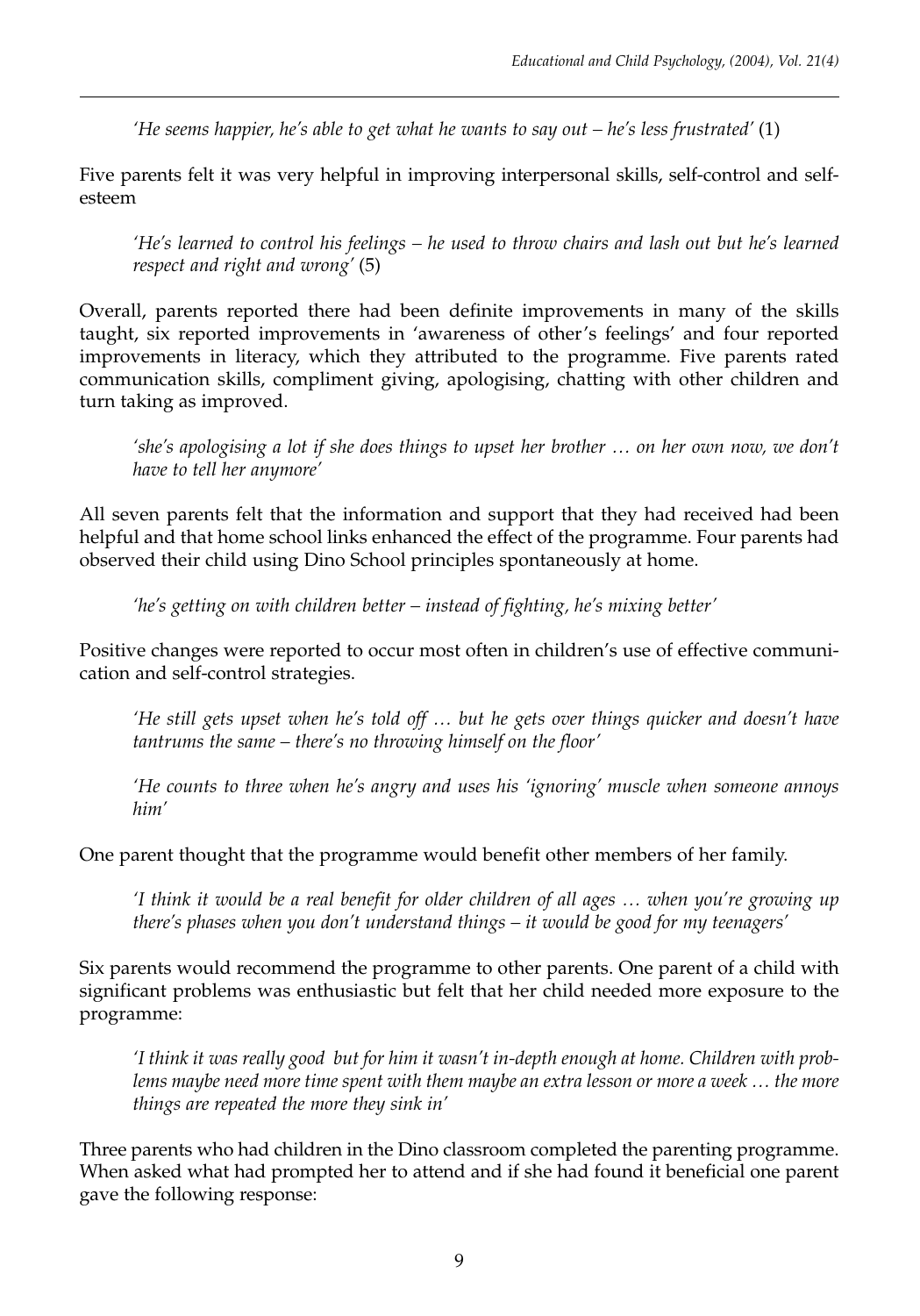> *'He seems happier, he's able to get what he wants to say out – he's less frustrated'* (1)

Five parents felt it was very helpful in improving interpersonal skills, self-control and self-esteem

> *'He's learned to control his feelings – he used to throw chairs and lash out but he's learned respect and right and wrong'* (5)

Overall, parents reported there had been definite improvements in many of the skills taught, six reported improvements in 'awareness of other's feelings' and four reported improvements in literacy, which they attributed to the programme. Five parents rated communication skills, compliment giving, apologising, chatting with other children and turn taking as improved.

> *'she's apologising a lot if she does things to upset her brother … on her own now, we don't have to tell her anymore'*

All seven parents felt that the information and support that they had received had been helpful and that home school links enhanced the effect of the programme. Four parents had observed their child using Dino School principles spontaneously at home.

> *'he's getting on with children better – instead of fighting, he's mixing better'*

Positive changes were reported to occur most often in children's use of effective communication and self-control strategies.

> *'He still gets upset when he's told off … but he gets over things quicker and doesn't have tantrums the same – there's no throwing himself on the floor'*

> *'He counts to three when he's angry and uses his 'ignoring' muscle when someone annoys him'*

One parent thought that the programme would benefit other members of her family.

> *'I think it would be a real benefit for older children of all ages … when you're growing up there's phases when you don't understand things – it would be good for my teenagers'*

Six parents would recommend the programme to other parents. One parent of a child with significant problems was enthusiastic but felt that her child needed more exposure to the programme:

> *'I think it was really good but for him it wasn't in-depth enough at home. Children with problems maybe need more time spent with them maybe an extra lesson or more a week … the more things are repeated the more they sink in'*

Three parents who had children in the Dino classroom completed the parenting programme. When asked what had prompted her to attend and if she had found it beneficial one parent gave the following response: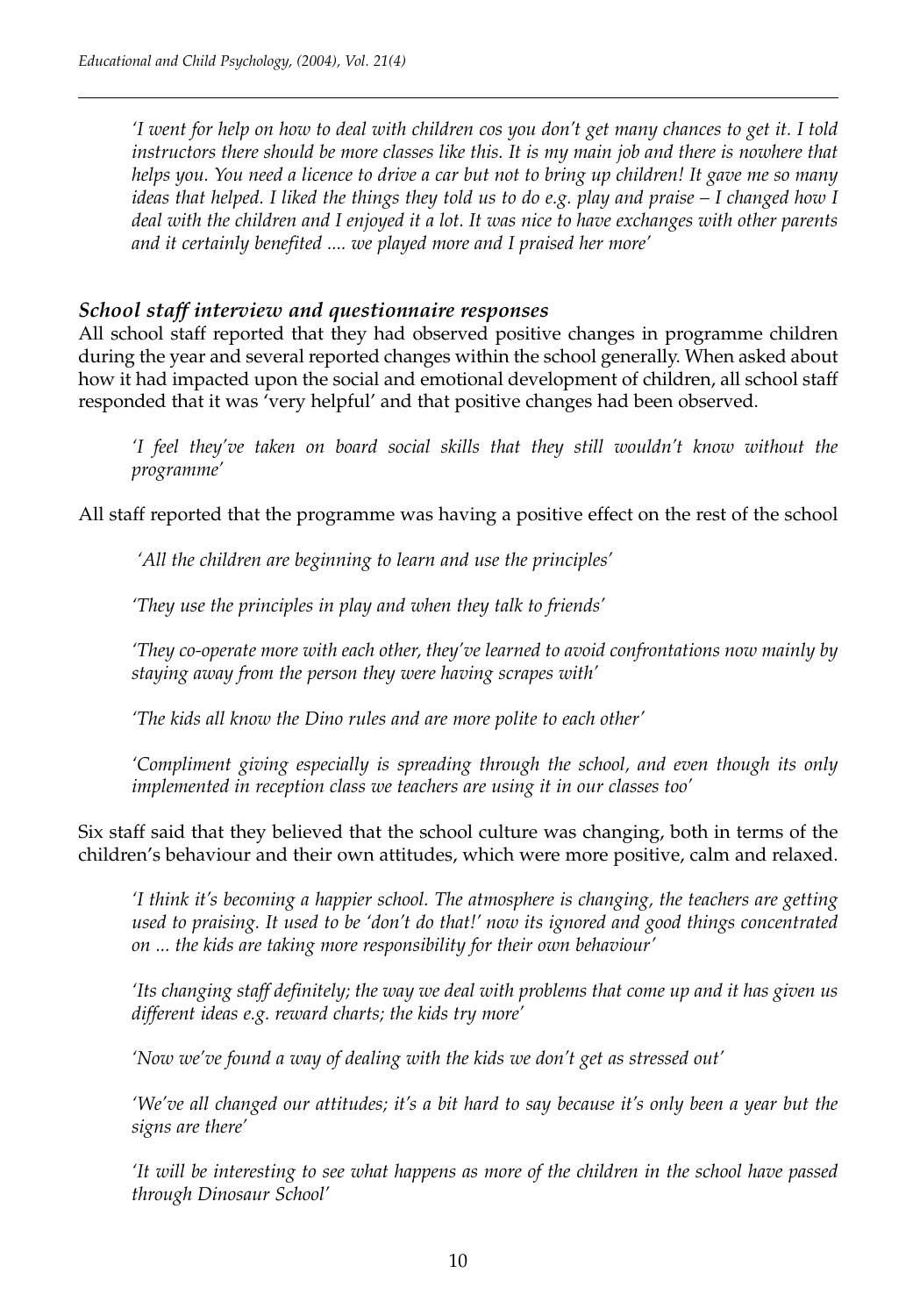*'I went for help on how to deal with children cos you don't get many chances to get it. I told instructors there should be more classes like this. It is my main job and there is nowhere that helps you. You need a licence to drive a car but not to bring up children! It gave me so many ideas that helped. I liked the things they told us to do e.g. play and praise – I changed how I deal with the children and I enjoyed it a lot. It was nice to have exchanges with other parents and it certainly benefited .... we played more and I praised her more'*

### *School staff interview and questionnaire responses*

All school staff reported that they had observed positive changes in programme children during the year and several reported changes within the school generally. When asked about how it had impacted upon the social and emotional development of children, all school staff responded that it was 'very helpful' and that positive changes had been observed.

*'I feel they've taken on board social skills that they still wouldn't know without the programme'*

All staff reported that the programme was having a positive effect on the rest of the school

*'All the children are beginning to learn and use the principles'*

*'They use the principles in play and when they talk to friends'*

*'They co-operate more with each other, they've learned to avoid confrontations now mainly by staying away from the person they were having scrapes with'*

*'The kids all know the Dino rules and are more polite to each other'*

*'Compliment giving especially is spreading through the school, and even though its only implemented in reception class we teachers are using it in our classes too'*

Six staff said that they believed that the school culture was changing, both in terms of the children's behaviour and their own attitudes, which were more positive, calm and relaxed.

*'I think it's becoming a happier school. The atmosphere is changing, the teachers are getting used to praising. It used to be 'don't do that!' now its ignored and good things concentrated on ... the kids are taking more responsibility for their own behaviour'*

*'Its changing staff definitely; the way we deal with problems that come up and it has given us different ideas e.g. reward charts; the kids try more'*

*'Now we've found a way of dealing with the kids we don't get as stressed out'*

*'We've all changed our attitudes; it's a bit hard to say because it's only been a year but the signs are there'*

*'It will be interesting to see what happens as more of the children in the school have passed through Dinosaur School'*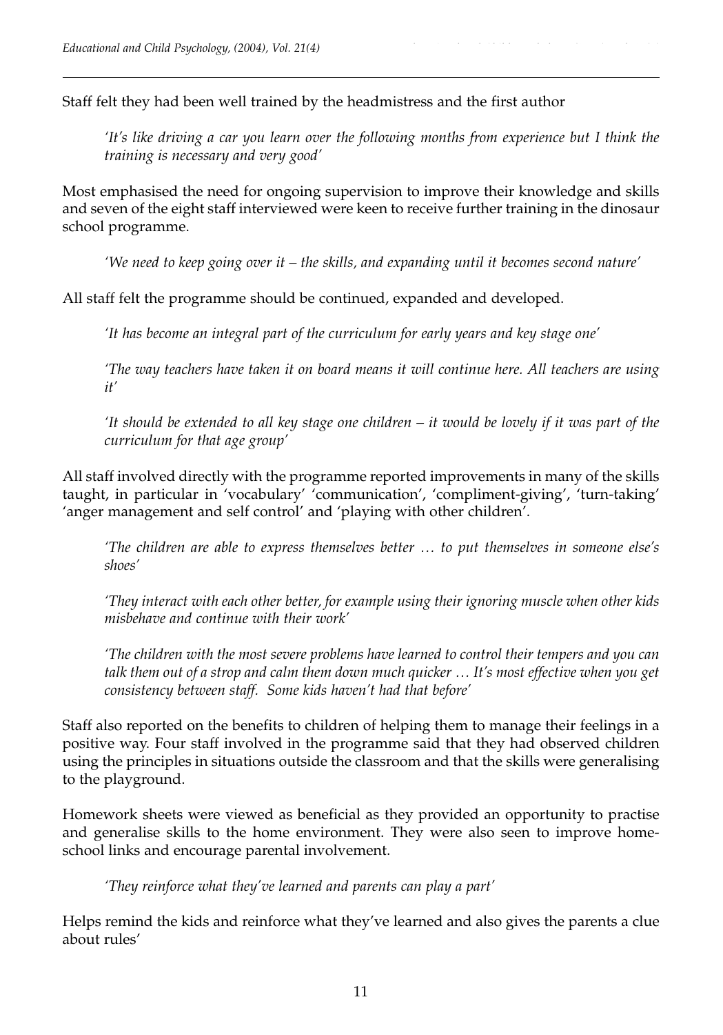Staff felt they had been well trained by the headmistress and the first author

> *'It's like driving a car you learn over the following months from experience but I think the training is necessary and very good'*

Most emphasised the need for ongoing supervision to improve their knowledge and skills and seven of the eight staff interviewed were keen to receive further training in the dinosaur school programme.

> *'We need to keep going over it – the skills, and expanding until it becomes second nature'*

All staff felt the programme should be continued, expanded and developed.

> *'It has become an integral part of the curriculum for early years and key stage one'*
>
> *'The way teachers have taken it on board means it will continue here. All teachers are using it'*
>
> *'It should be extended to all key stage one children – it would be lovely if it was part of the curriculum for that age group'*

All staff involved directly with the programme reported improvements in many of the skills taught, in particular in 'vocabulary' 'communication', 'compliment-giving', 'turn-taking' 'anger management and self control' and 'playing with other children'.

> *'The children are able to express themselves better … to put themselves in someone else's shoes'*
>
> *'They interact with each other better, for example using their ignoring muscle when other kids misbehave and continue with their work'*
>
> *'The children with the most severe problems have learned to control their tempers and you can talk them out of a strop and calm them down much quicker … It's most effective when you get consistency between staff. Some kids haven't had that before'*

Staff also reported on the benefits to children of helping them to manage their feelings in a positive way. Four staff involved in the programme said that they had observed children using the principles in situations outside the classroom and that the skills were generalising to the playground.

Homework sheets were viewed as beneficial as they provided an opportunity to practise and generalise skills to the home environment. They were also seen to improve home-school links and encourage parental involvement.

> *'They reinforce what they've learned and parents can play a part'*

Helps remind the kids and reinforce what they've learned and also gives the parents a clue about rules'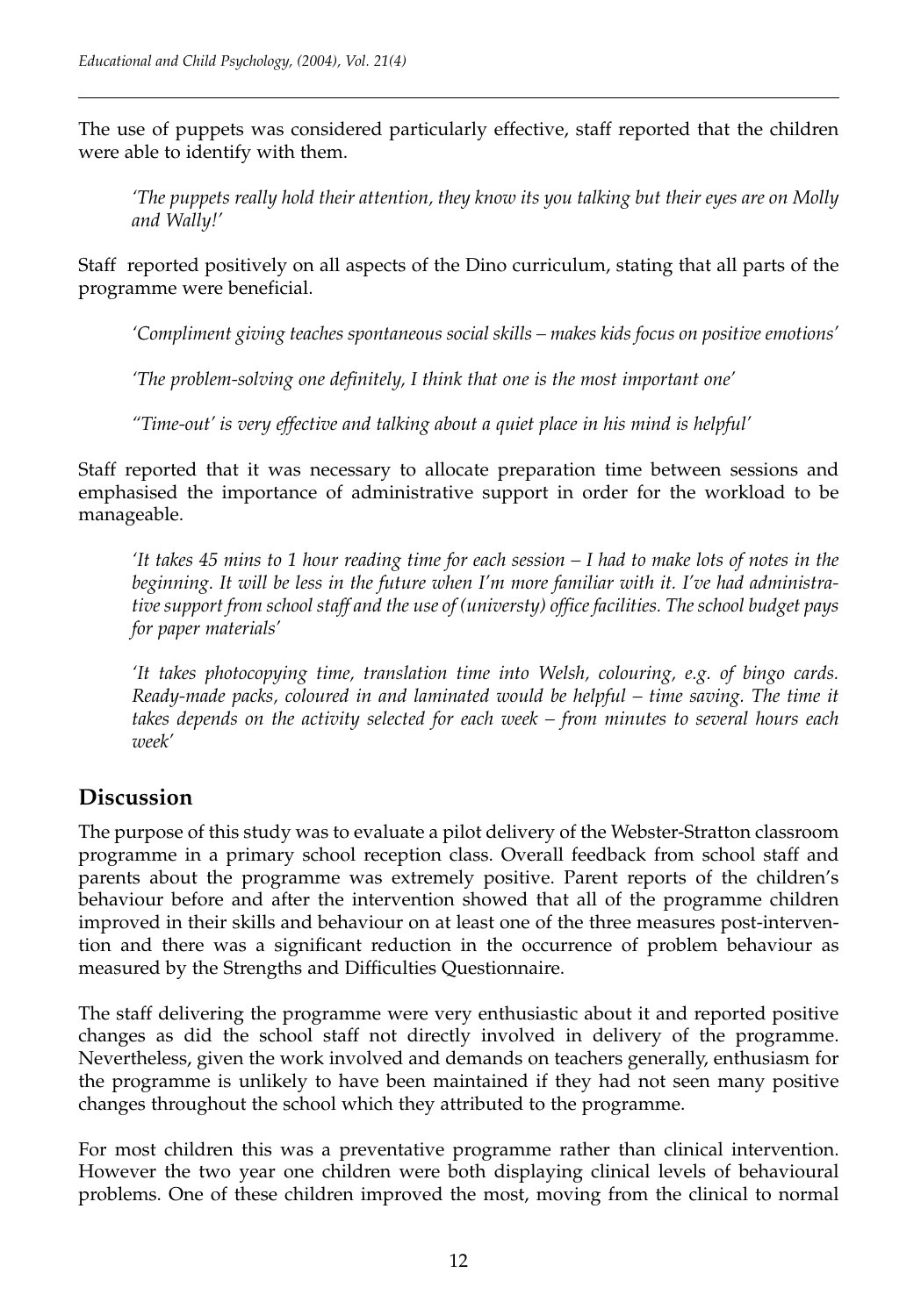The use of puppets was considered particularly effective, staff reported that the children were able to identify with them.

> *'The puppets really hold their attention, they know its you talking but their eyes are on Molly and Wally!'*

Staff reported positively on all aspects of the Dino curriculum, stating that all parts of the programme were beneficial.

> *'Compliment giving teaches spontaneous social skills – makes kids focus on positive emotions'*
>
> *'The problem-solving one definitely, I think that one is the most important one'*
>
> *''Time-out' is very effective and talking about a quiet place in his mind is helpful'*

Staff reported that it was necessary to allocate preparation time between sessions and emphasised the importance of administrative support in order for the workload to be manageable.

> *'It takes 45 mins to 1 hour reading time for each session – I had to make lots of notes in the beginning. It will be less in the future when I'm more familiar with it. I've had administrative support from school staff and the use of (universty) office facilities. The school budget pays for paper materials'*
>
> *'It takes photocopying time, translation time into Welsh, colouring, e.g. of bingo cards. Ready-made packs, coloured in and laminated would be helpful – time saving. The time it takes depends on the activity selected for each week – from minutes to several hours each week'*

## Discussion

The purpose of this study was to evaluate a pilot delivery of the Webster-Stratton classroom programme in a primary school reception class. Overall feedback from school staff and parents about the programme was extremely positive. Parent reports of the children's behaviour before and after the intervention showed that all of the programme children improved in their skills and behaviour on at least one of the three measures post-intervention and there was a significant reduction in the occurrence of problem behaviour as measured by the Strengths and Difficulties Questionnaire.

The staff delivering the programme were very enthusiastic about it and reported positive changes as did the school staff not directly involved in delivery of the programme. Nevertheless, given the work involved and demands on teachers generally, enthusiasm for the programme is unlikely to have been maintained if they had not seen many positive changes throughout the school which they attributed to the programme.

For most children this was a preventative programme rather than clinical intervention. However the two year one children were both displaying clinical levels of behavioural problems. One of these children improved the most, moving from the clinical to normal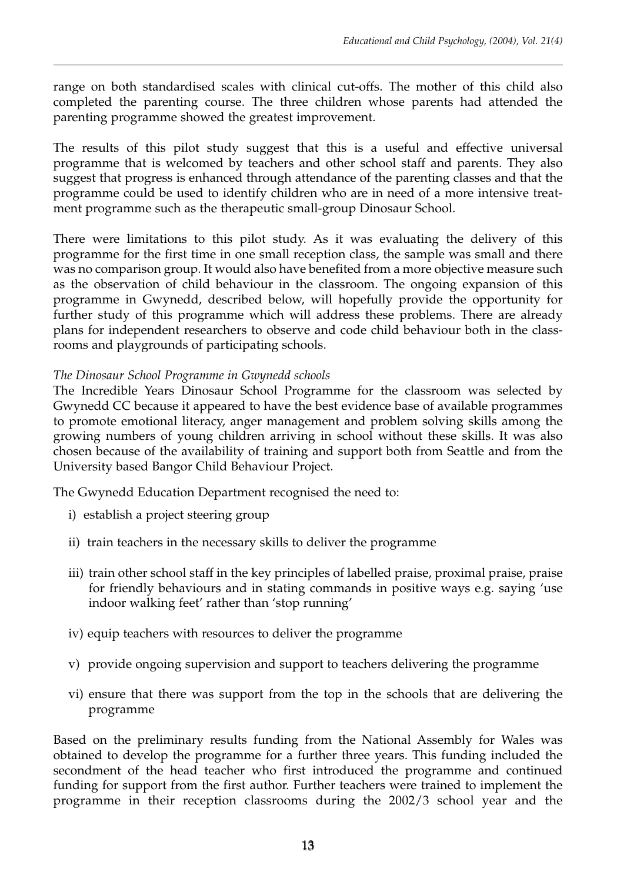range on both standardised scales with clinical cut-offs. The mother of this child also completed the parenting course. The three children whose parents had attended the parenting programme showed the greatest improvement.

The results of this pilot study suggest that this is a useful and effective universal programme that is welcomed by teachers and other school staff and parents. They also suggest that progress is enhanced through attendance of the parenting classes and that the programme could be used to identify children who are in need of a more intensive treatment programme such as the therapeutic small-group Dinosaur School.

There were limitations to this pilot study. As it was evaluating the delivery of this programme for the first time in one small reception class, the sample was small and there was no comparison group. It would also have benefited from a more objective measure such as the observation of child behaviour in the classroom. The ongoing expansion of this programme in Gwynedd, described below, will hopefully provide the opportunity for further study of this programme which will address these problems. There are already plans for independent researchers to observe and code child behaviour both in the classrooms and playgrounds of participating schools.

*The Dinosaur School Programme in Gwynedd schools*

The Incredible Years Dinosaur School Programme for the classroom was selected by Gwynedd CC because it appeared to have the best evidence base of available programmes to promote emotional literacy, anger management and problem solving skills among the growing numbers of young children arriving in school without these skills. It was also chosen because of the availability of training and support both from Seattle and from the University based Bangor Child Behaviour Project.

The Gwynedd Education Department recognised the need to:

i) establish a project steering group

ii) train teachers in the necessary skills to deliver the programme

iii) train other school staff in the key principles of labelled praise, proximal praise, praise for friendly behaviours and in stating commands in positive ways e.g. saying 'use indoor walking feet' rather than 'stop running'

iv) equip teachers with resources to deliver the programme

v) provide ongoing supervision and support to teachers delivering the programme

vi) ensure that there was support from the top in the schools that are delivering the programme

Based on the preliminary results funding from the National Assembly for Wales was obtained to develop the programme for a further three years. This funding included the secondment of the head teacher who first introduced the programme and continued funding for support from the first author. Further teachers were trained to implement the programme in their reception classrooms during the 2002/3 school year and the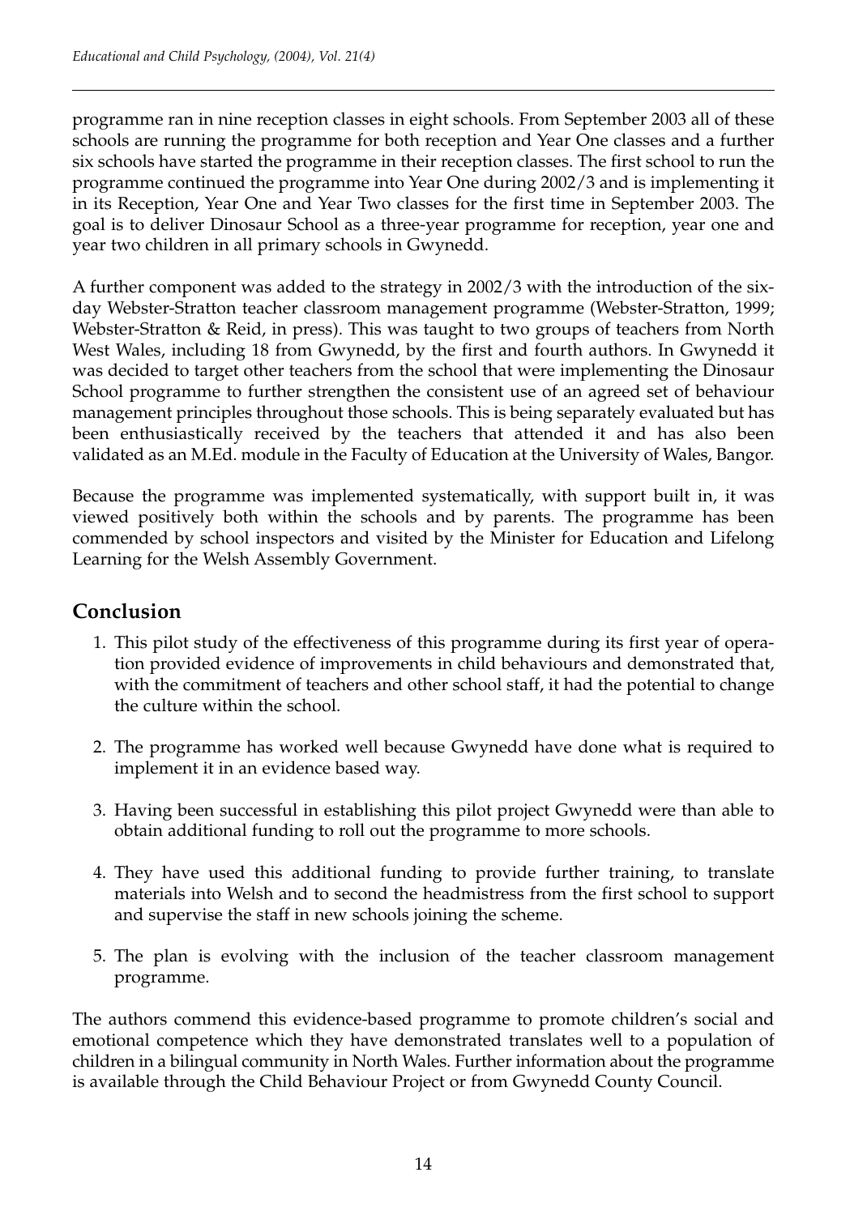programme ran in nine reception classes in eight schools. From September 2003 all of these schools are running the programme for both reception and Year One classes and a further six schools have started the programme in their reception classes. The first school to run the programme continued the programme into Year One during 2002/3 and is implementing it in its Reception, Year One and Year Two classes for the first time in September 2003. The goal is to deliver Dinosaur School as a three-year programme for reception, year one and year two children in all primary schools in Gwynedd.

A further component was added to the strategy in 2002/3 with the introduction of the six-day Webster-Stratton teacher classroom management programme (Webster-Stratton, 1999; Webster-Stratton & Reid, in press). This was taught to two groups of teachers from North West Wales, including 18 from Gwynedd, by the first and fourth authors. In Gwynedd it was decided to target other teachers from the school that were implementing the Dinosaur School programme to further strengthen the consistent use of an agreed set of behaviour management principles throughout those schools. This is being separately evaluated but has been enthusiastically received by the teachers that attended it and has also been validated as an M.Ed. module in the Faculty of Education at the University of Wales, Bangor.

Because the programme was implemented systematically, with support built in, it was viewed positively both within the schools and by parents. The programme has been commended by school inspectors and visited by the Minister for Education and Lifelong Learning for the Welsh Assembly Government.

## Conclusion

1. This pilot study of the effectiveness of this programme during its first year of operation provided evidence of improvements in child behaviours and demonstrated that, with the commitment of teachers and other school staff, it had the potential to change the culture within the school.

2. The programme has worked well because Gwynedd have done what is required to implement it in an evidence based way.

3. Having been successful in establishing this pilot project Gwynedd were than able to obtain additional funding to roll out the programme to more schools.

4. They have used this additional funding to provide further training, to translate materials into Welsh and to second the headmistress from the first school to support and supervise the staff in new schools joining the scheme.

5. The plan is evolving with the inclusion of the teacher classroom management programme.

The authors commend this evidence-based programme to promote children's social and emotional competence which they have demonstrated translates well to a population of children in a bilingual community in North Wales. Further information about the programme is available through the Child Behaviour Project or from Gwynedd County Council.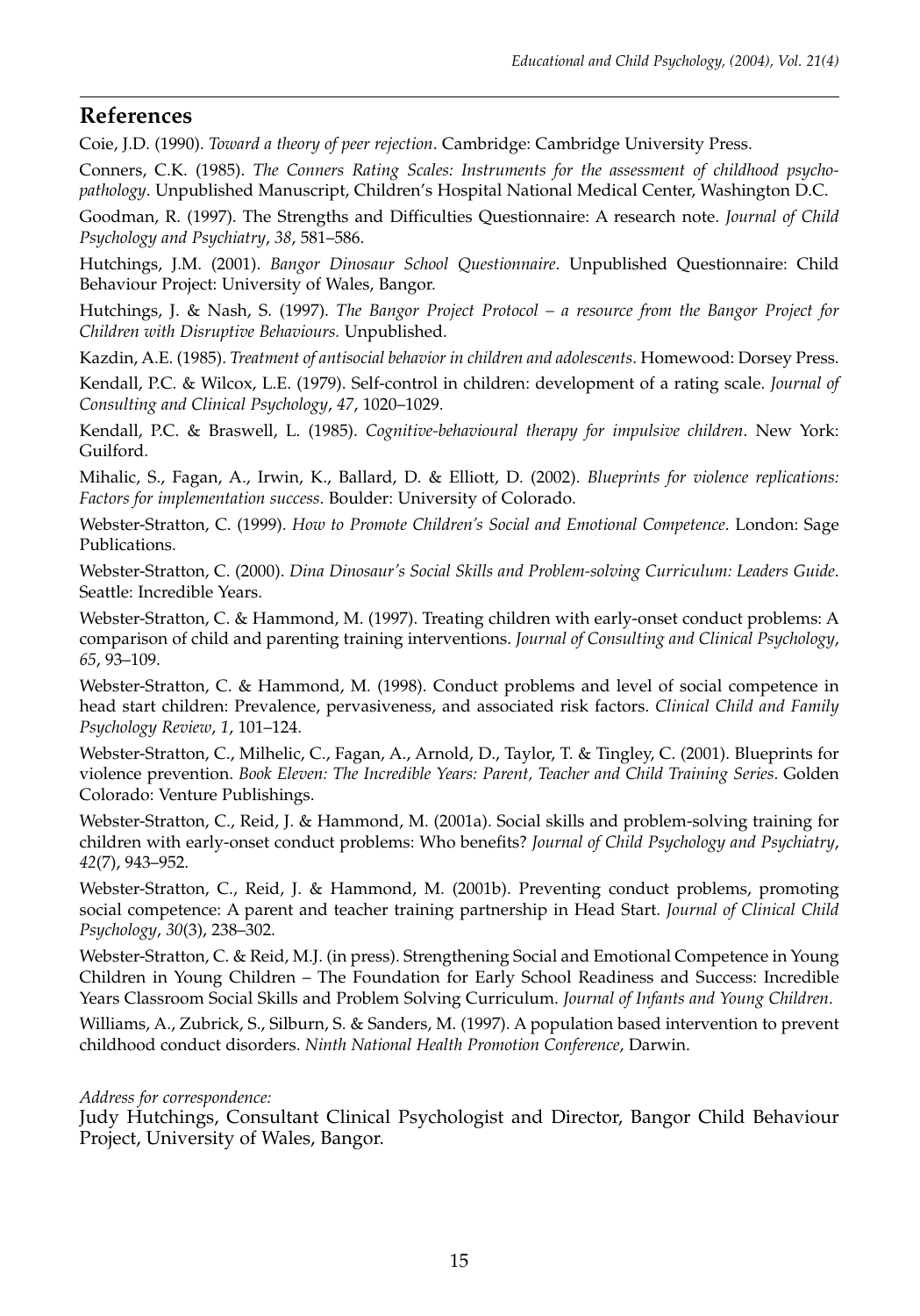## References

Coie, J.D. (1990). *Toward a theory of peer rejection*. Cambridge: Cambridge University Press.

Conners, C.K. (1985). *The Conners Rating Scales: Instruments for the assessment of childhood psychopathology*. Unpublished Manuscript, Children's Hospital National Medical Center, Washington D.C.

Goodman, R. (1997). The Strengths and Difficulties Questionnaire: A research note. *Journal of Child Psychology and Psychiatry*, *38*, 581–586.

Hutchings, J.M. (2001). *Bangor Dinosaur School Questionnaire*. Unpublished Questionnaire: Child Behaviour Project: University of Wales, Bangor.

Hutchings, J. & Nash, S. (1997). *The Bangor Project Protocol – a resource from the Bangor Project for Children with Disruptive Behaviours.* Unpublished.

Kazdin, A.E. (1985). *Treatment of antisocial behavior in children and adolescents*. Homewood: Dorsey Press.

Kendall, P.C. & Wilcox, L.E. (1979). Self-control in children: development of a rating scale. *Journal of Consulting and Clinical Psychology*, *47*, 1020–1029.

Kendall, P.C. & Braswell, L. (1985). *Cognitive-behavioural therapy for impulsive children*. New York: Guilford.

Mihalic, S., Fagan, A., Irwin, K., Ballard, D. & Elliott, D. (2002). *Blueprints for violence replications: Factors for implementation success*. Boulder: University of Colorado.

Webster-Stratton, C. (1999). *How to Promote Children's Social and Emotional Competence*. London: Sage Publications.

Webster-Stratton, C. (2000). *Dina Dinosaur's Social Skills and Problem-solving Curriculum: Leaders Guide*. Seattle: Incredible Years.

Webster-Stratton, C. & Hammond, M. (1997). Treating children with early-onset conduct problems: A comparison of child and parenting training interventions. *Journal of Consulting and Clinical Psychology*, *65*, 93–109.

Webster-Stratton, C. & Hammond, M. (1998). Conduct problems and level of social competence in head start children: Prevalence, pervasiveness, and associated risk factors. *Clinical Child and Family Psychology Review*, *1*, 101–124.

Webster-Stratton, C., Milhelic, C., Fagan, A., Arnold, D., Taylor, T. & Tingley, C. (2001). Blueprints for violence prevention. *Book Eleven: The Incredible Years: Parent, Teacher and Child Training Series*. Golden Colorado: Venture Publishings.

Webster-Stratton, C., Reid, J. & Hammond, M. (2001a). Social skills and problem-solving training for children with early-onset conduct problems: Who benefits? *Journal of Child Psychology and Psychiatry*, *42*(7), 943–952.

Webster-Stratton, C., Reid, J. & Hammond, M. (2001b). Preventing conduct problems, promoting social competence: A parent and teacher training partnership in Head Start. *Journal of Clinical Child Psychology*, *30*(3), 238–302.

Webster-Stratton, C. & Reid, M.J. (in press). Strengthening Social and Emotional Competence in Young Children in Young Children – The Foundation for Early School Readiness and Success: Incredible Years Classroom Social Skills and Problem Solving Curriculum. *Journal of Infants and Young Children*.

Williams, A., Zubrick, S., Silburn, S. & Sanders, M. (1997). A population based intervention to prevent childhood conduct disorders. *Ninth National Health Promotion Conference*, Darwin.

*Address for correspondence:*
Judy Hutchings, Consultant Clinical Psychologist and Director, Bangor Child Behaviour Project, University of Wales, Bangor.